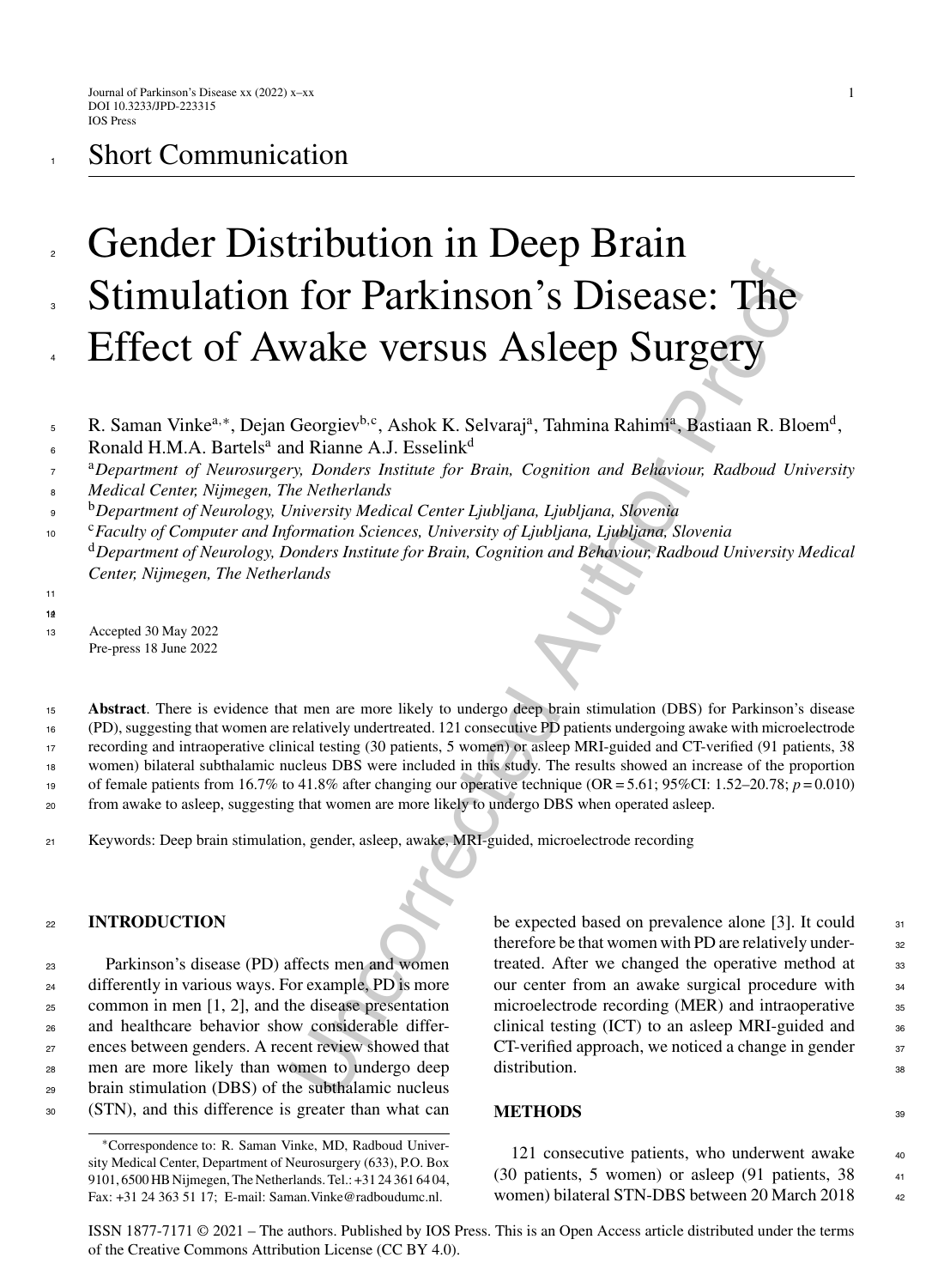Short Communication

# Gender Distribution in Deep Brain Stimulation for Parkinson's Disease: The Effect of Awake versus Asleep Surgery

R. Saman Vinke[a,*], Dejan Georgiev[b,c], Ashok K. Selvaraj[a], Tahmina Rahimi[a], Bastiaan R. Bloem[d], Ronald H.M.A. Bartels[a] and Rianne A.J. Esselink[d]

[a] *Department of Neurosurgery, Donders Institute for Brain, Cognition and Behaviour, Radboud University Medical Center, Nijmegen, The Netherlands*

[b] *Department of Neurology, University Medical Center Ljubljana, Ljubljana, Slovenia*

[c] *Faculty of Computer and Information Sciences, University of Ljubljana, Ljubljana, Slovenia*

[d] *Department of Neurology, Donders Institute for Brain, Cognition and Behaviour, Radboud University Medical Center, Nijmegen, The Netherlands*

Accepted 30 May 2022
Pre-press 18 June 2022

**Abstract**. There is evidence that men are more likely to undergo deep brain stimulation (DBS) for Parkinson's disease (PD), suggesting that women are relatively undertreated. 121 consecutive PD patients undergoing awake with microelectrode recording and intraoperative clinical testing (30 patients, 5 women) or asleep MRI-guided and CT-verified (91 patients, 38 women) bilateral subthalamic nucleus DBS were included in this study. The results showed an increase of the proportion of female patients from 16.7% to 41.8% after changing our operative technique (OR = 5.61; 95%CI: 1.52–20.78; $p = 0.010$) from awake to asleep, suggesting that women are more likely to undergo DBS when operated asleep.

Keywords: Deep brain stimulation, gender, asleep, awake, MRI-guided, microelectrode recording

## INTRODUCTION

Parkinson's disease (PD) affects men and women differently in various ways. For example, PD is more common in men [1, 2], and the disease presentation and healthcare behavior show considerable differences between genders. A recent review showed that men are more likely than women to undergo deep brain stimulation (DBS) of the subthalamic nucleus (STN), and this difference is greater than what can be expected based on prevalence alone [3]. It could therefore be that women with PD are relatively undertreated. After we changed the operative method at our center from an awake surgical procedure with microelectrode recording (MER) and intraoperative clinical testing (ICT) to an asleep MRI-guided and CT-verified approach, we noticed a change in gender distribution.

## METHODS

121 consecutive patients, who underwent awake (30 patients, 5 women) or asleep (91 patients, 38 women) bilateral STN-DBS between 20 March 2018

*Correspondence to: R. Saman Vinke, MD, Radboud University Medical Center, Department of Neurosurgery (633), P.O. Box 9101, 6500 HB Nijmegen, The Netherlands. Tel.: +31 24 361 64 04, Fax: +31 24 363 51 17; E-mail: Saman.Vinke@radboudumc.nl.

ISSN 1877-7171 © 2021 – The authors. Published by IOS Press. This is an Open Access article distributed under the terms of the Creative Commons Attribution License (CC BY 4.0).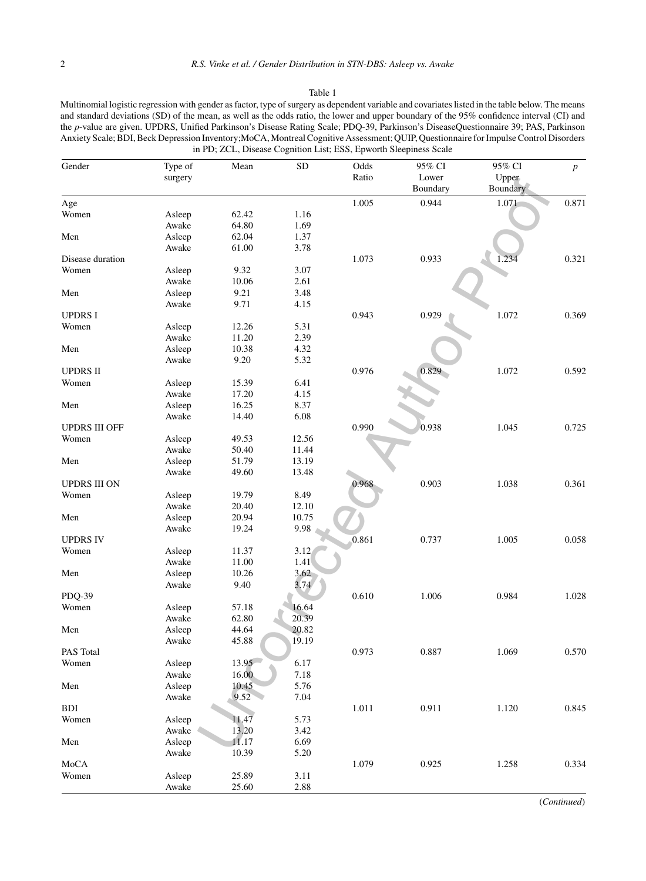Table 1

Multinomial logistic regression with gender as factor, type of surgery as dependent variable and covariates listed in the table below. The means and standard deviations (SD) of the mean, as well as the odds ratio, the lower and upper boundary of the 95% confidence interval (CI) and the *p*-value are given. UPDRS, Unified Parkinson's Disease Rating Scale; PDQ-39, Parkinson's DiseaseQuestionnaire 39; PAS, Parkinson Anxiety Scale; BDI, Beck Depression Inventory;MoCA, Montreal Cognitive Assessment; QUIP, Questionnaire for Impulse Control Disorders in PD; ZCL, Disease Cognition List; ESS, Epworth Sleepiness Scale

| Gender | Type of surgery | Mean | SD | Odds Ratio | 95% CI Lower Boundary | 95% CI Upper Boundary | *p* |
|---|---|---|---|---|---|---|---|
| Age | | | | 1.005 | 0.944 | 1.071 | 0.871 |
| Women | Asleep | 62.42 | 1.16 | | | | |
| | Awake | 64.80 | 1.69 | | | | |
| Men | Asleep | 62.04 | 1.37 | | | | |
| | Awake | 61.00 | 3.78 | | | | |
| Disease duration | | | | 1.073 | 0.933 | 1.234 | 0.321 |
| Women | Asleep | 9.32 | 3.07 | | | | |
| | Awake | 10.06 | 2.61 | | | | |
| Men | Asleep | 9.21 | 3.48 | | | | |
| | Awake | 9.71 | 4.15 | | | | |
| UPDRS I | | | | 0.943 | 0.929 | 1.072 | 0.369 |
| Women | Asleep | 12.26 | 5.31 | | | | |
| | Awake | 11.20 | 2.39 | | | | |
| Men | Asleep | 10.38 | 4.32 | | | | |
| | Awake | 9.20 | 5.32 | | | | |
| UPDRS II | | | | 0.976 | 0.829 | 1.072 | 0.592 |
| Women | Asleep | 15.39 | 6.41 | | | | |
| | Awake | 17.20 | 4.15 | | | | |
| Men | Asleep | 16.25 | 8.37 | | | | |
| | Awake | 14.40 | 6.08 | | | | |
| UPDRS III OFF | | | | 0.990 | 0.938 | 1.045 | 0.725 |
| Women | Asleep | 49.53 | 12.56 | | | | |
| | Awake | 50.40 | 11.44 | | | | |
| Men | Asleep | 51.79 | 13.19 | | | | |
| | Awake | 49.60 | 13.48 | | | | |
| UPDRS III ON | | | | 0.968 | 0.903 | 1.038 | 0.361 |
| Women | Asleep | 19.79 | 8.49 | | | | |
| | Awake | 20.40 | 12.10 | | | | |
| Men | Asleep | 20.94 | 10.75 | | | | |
| | Awake | 19.24 | 9.98 | | | | |
| UPDRS IV | | | | 0.861 | 0.737 | 1.005 | 0.058 |
| Women | Asleep | 11.37 | 3.12 | | | | |
| | Awake | 11.00 | 1.41 | | | | |
| Men | Asleep | 10.26 | 3.62 | | | | |
| | Awake | 9.40 | 3.74 | | | | |
| PDQ-39 | | | | 0.610 | 1.006 | 0.984 | 1.028 |
| Women | Asleep | 57.18 | 16.64 | | | | |
| | Awake | 62.80 | 20.39 | | | | |
| Men | Asleep | 44.64 | 20.82 | | | | |
| | Awake | 45.88 | 19.19 | | | | |
| PAS Total | | | | 0.973 | 0.887 | 1.069 | 0.570 |
| Women | Asleep | 13.95 | 6.17 | | | | |
| | Awake | 16.00 | 7.18 | | | | |
| Men | Asleep | 10.45 | 5.76 | | | | |
| | Awake | 9.52 | 7.04 | | | | |
| BDI | | | | 1.011 | 0.911 | 1.120 | 0.845 |
| Women | Asleep | 11.47 | 5.73 | | | | |
| | Awake | 13.20 | 3.42 | | | | |
| Men | Asleep | 11.17 | 6.69 | | | | |
| | Awake | 10.39 | 5.20 | | | | |
| MoCA | | | | 1.079 | 0.925 | 1.258 | 0.334 |
| Women | Asleep | 25.89 | 3.11 | | | | |
| | Awake | 25.60 | 2.88 | | | | |

(*Continued*)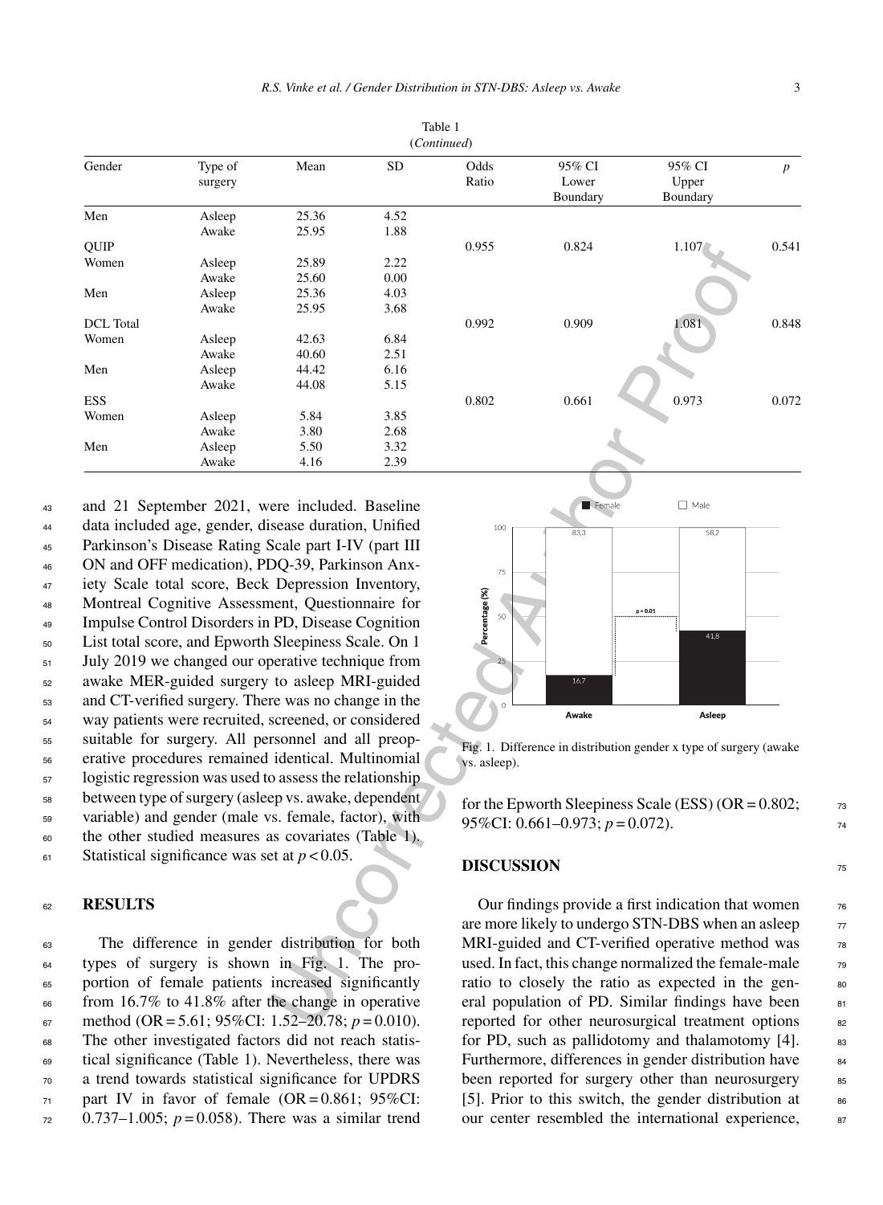Table 1
(*Continued*)

| Gender | Type of surgery | Mean | SD | Odds Ratio | 95% CI Lower Boundary | 95% CI Upper Boundary | $p$ |
|---|---|---|---|---|---|---|---|
| Men | Asleep | 25.36 | 4.52 | | | | |
| | Awake | 25.95 | 1.88 | | | | |
| QUIP | | | | 0.955 | 0.824 | 1.107 | 0.541 |
| Women | Asleep | 25.89 | 2.22 | | | | |
| | Awake | 25.60 | 0.00 | | | | |
| Men | Asleep | 25.36 | 4.03 | | | | |
| | Awake | 25.95 | 3.68 | | | | |
| DCL Total | | | | 0.992 | 0.909 | 1.081 | 0.848 |
| Women | Asleep | 42.63 | 6.84 | | | | |
| | Awake | 40.60 | 2.51 | | | | |
| Men | Asleep | 44.42 | 6.16 | | | | |
| | Awake | 44.08 | 5.15 | | | | |
| ESS | | | | 0.802 | 0.661 | 0.973 | 0.072 |
| Women | Asleep | 5.84 | 3.85 | | | | |
| | Awake | 3.80 | 2.68 | | | | |
| Men | Asleep | 5.50 | 3.32 | | | | |
| | Awake | 4.16 | 2.39 | | | | |

and 21 September 2021, were included. Baseline data included age, gender, disease duration, Unified Parkinson's Disease Rating Scale part I-IV (part III ON and OFF medication), PDQ-39, Parkinson Anxiety Scale total score, Beck Depression Inventory, Montreal Cognitive Assessment, Questionnaire for Impulse Control Disorders in PD, Disease Cognition List total score, and Epworth Sleepiness Scale. On 1 July 2019 we changed our operative technique from awake MER-guided surgery to asleep MRI-guided and CT-verified surgery. There was no change in the way patients were recruited, screened, or considered suitable for surgery. All personnel and all preoperative procedures remained identical. Multinomial logistic regression was used to assess the relationship between type of surgery (asleep vs. awake, dependent variable) and gender (male vs. female, factor), with the other studied measures as covariates (Table 1). Statistical significance was set at $p < 0.05$.

## RESULTS

The difference in gender distribution for both types of surgery is shown in Fig. 1. The proportion of female patients increased significantly from 16.7% to 41.8% after the change in operative method (OR = 5.61; 95%CI: 1.52–20.78; $p = 0.010$). The other investigated factors did not reach statistical significance (Table 1). Nevertheless, there was a trend towards statistical significance for UPDRS part IV in favor of female (OR = 0.861; 95%CI: 0.737–1.005; $p = 0.058$). There was a similar trend for the Epworth Sleepiness Scale (ESS) (OR = 0.802; 95%CI: 0.661–0.973; $p = 0.072$).

Fig. 1. Difference in distribution gender x type of surgery (awake vs. asleep).

## DISCUSSION

Our findings provide a first indication that women are more likely to undergo STN-DBS when an asleep MRI-guided and CT-verified operative method was used. In fact, this change normalized the female-male ratio to closely the ratio as expected in the general population of PD. Similar findings have been reported for other neurosurgical treatment options for PD, such as pallidotomy and thalamotomy [4]. Furthermore, differences in gender distribution have been reported for surgery other than neurosurgery [5]. Prior to this switch, the gender distribution at our center resembled the international experience,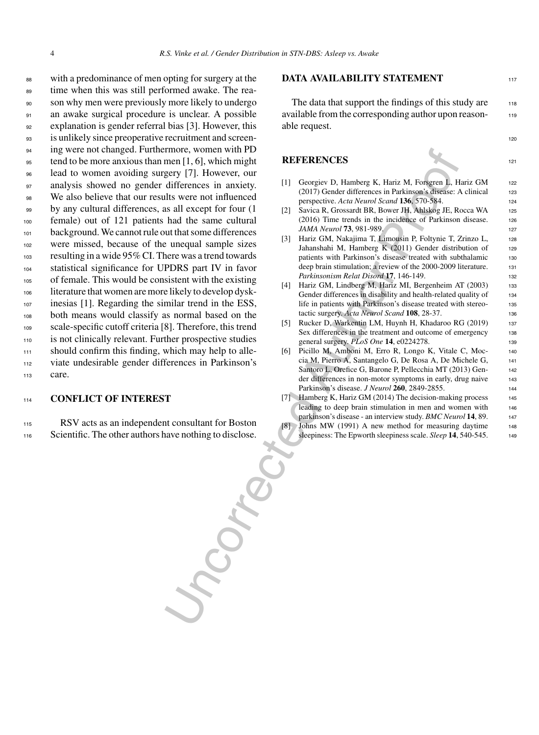with a predominance of men opting for surgery at the time when this was still performed awake. The reason why men were previously more likely to undergo an awake surgical procedure is unclear. A possible explanation is gender referral bias [3]. However, this is unlikely since preoperative recruitment and screening were not changed. Furthermore, women with PD tend to be more anxious than men [1, 6], which might lead to women avoiding surgery [7]. However, our analysis showed no gender differences in anxiety. We also believe that our results were not influenced by any cultural differences, as all except for four (1 female) out of 121 patients had the same cultural background. We cannot rule out that some differences were missed, because of the unequal sample sizes resulting in a wide 95% CI. There was a trend towards statistical significance for UPDRS part IV in favor of female. This would be consistent with the existing literature that women are more likely to develop dyskinesias [1]. Regarding the similar trend in the ESS, both means would classify as normal based on the scale-specific cutoff criteria [8]. Therefore, this trend is not clinically relevant. Further prospective studies should confirm this finding, which may help to alleviate undesirable gender differences in Parkinson's care.

## CONFLICT OF INTEREST

RSV acts as an independent consultant for Boston Scientific. The other authors have nothing to disclose.

## DATA AVAILABILITY STATEMENT

The data that support the findings of this study are available from the corresponding author upon reasonable request.

## REFERENCES

[1] Georgiev D, Hamberg K, Hariz M, Forsgren L, Hariz GM (2017) Gender differences in Parkinson's disease: A clinical perspective. *Acta Neurol Scand* **136**, 570-584.

[2] Savica R, Grossardt BR, Bower JH, Ahlskog JE, Rocca WA (2016) Time trends in the incidence of Parkinson disease. *JAMA Neurol* **73**, 981-989.

[3] Hariz GM, Nakajima T, Limousin P, Foltynie T, Zrinzo L, Jahanshahi M, Hamberg K (2011) Gender distribution of patients with Parkinson's disease treated with subthalamic deep brain stimulation; a review of the 2000-2009 literature. *Parkinsonism Relat Disord* **17**, 146-149.

[4] Hariz GM, Lindberg M, Hariz MI, Bergenheim AT (2003) Gender differences in disability and health-related quality of life in patients with Parkinson's disease treated with stereotactic surgery. *Acta Neurol Scand* **108**, 28-37.

[5] Rucker D, Warkentin LM, Huynh H, Khadaroo RG (2019) Sex differences in the treatment and outcome of emergency general surgery. *PLoS One* **14**, e0224278.

[6] Picillo M, Amboni M, Erro R, Longo K, Vitale C, Moccia M, Pierro A, Santangelo G, De Rosa A, De Michele G, Santoro L, Orefice G, Barone P, Pellecchia MT (2013) Gender differences in non-motor symptoms in early, drug naive Parkinson's disease. *J Neurol* **260**, 2849-2855.

[7] Hamberg K, Hariz GM (2014) The decision-making process leading to deep brain stimulation in men and women with parkinson's disease - an interview study. *BMC Neurol* **14**, 89.

[8] Johns MW (1991) A new method for measuring daytime sleepiness: The Epworth sleepiness scale. *Sleep* **14**, 540-545.